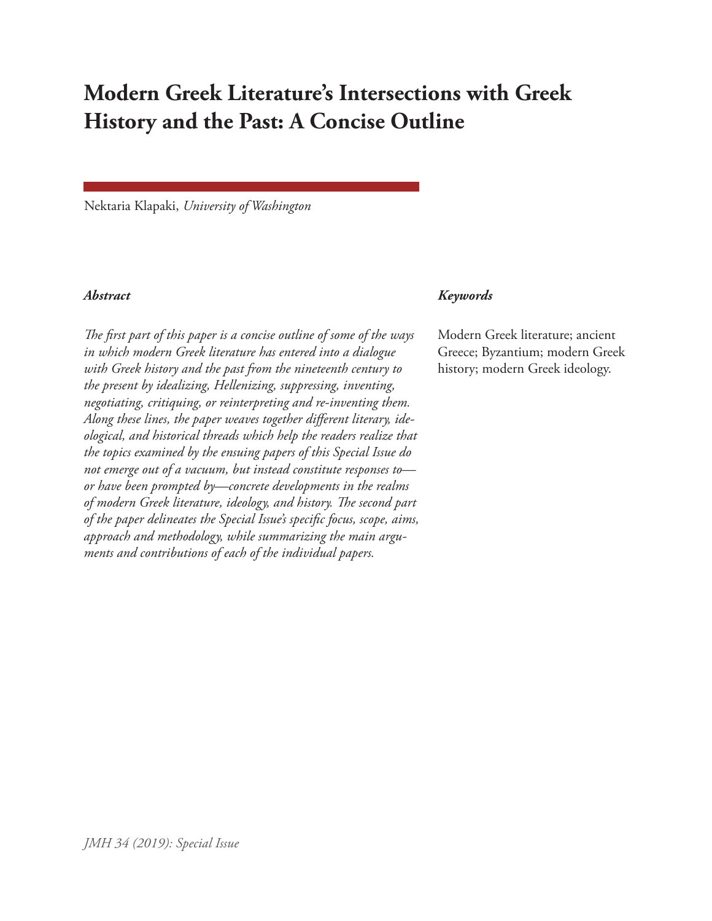# Modern Greek Literature's Intersections with Greek History and the Past: A Concise Outline

Nektaria Klapaki, *University of Washington*

### *Abstract*

*The first part of this paper is a concise outline of some of the ways in which modern Greek literature has entered into a dialogue with Greek history and the past from the nineteenth century to the present by idealizing, Hellenizing, suppressing, inventing, negotiating, critiquing, or reinterpreting and re-inventing them. Along these lines, the paper weaves together different literary, ideological, and historical threads which help the readers realize that the topics examined by the ensuing papers of this Special Issue do not emerge out of a vacuum, but instead constitute responses to—or have been prompted by—concrete developments in the realms of modern Greek literature, ideology, and history. The second part of the paper delineates the Special Issue's specific focus, scope, aims, approach and methodology, while summarizing the main arguments and contributions of each of the individual papers.*

### *Keywords*

Modern Greek literature; ancient Greece; Byzantium; modern Greek history; modern Greek ideology.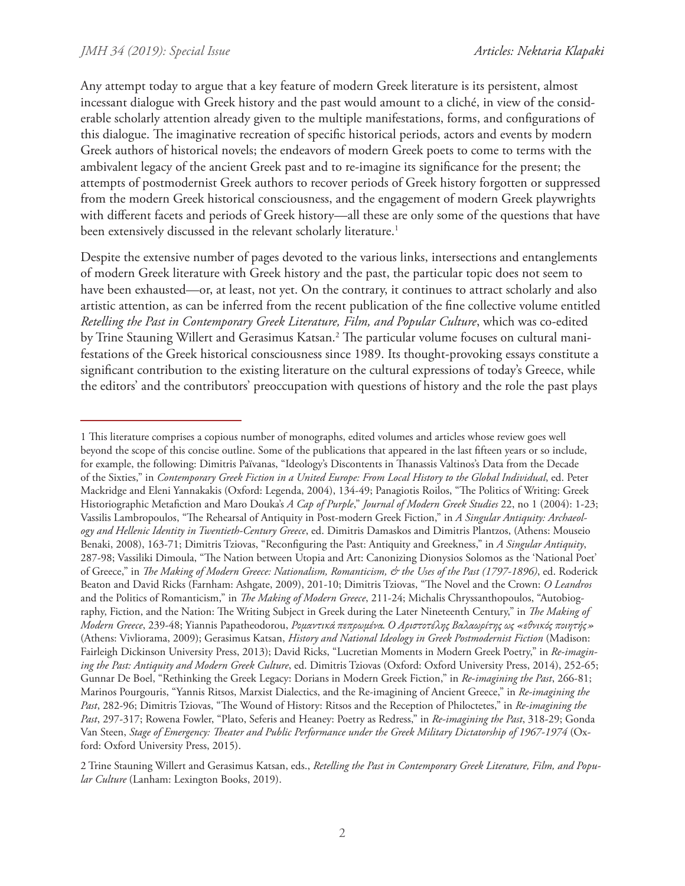Any attempt today to argue that a key feature of modern Greek literature is its persistent, almost incessant dialogue with Greek history and the past would amount to a cliché, in view of the considerable scholarly attention already given to the multiple manifestations, forms, and configurations of this dialogue. The imaginative recreation of specific historical periods, actors and events by modern Greek authors of historical novels; the endeavors of modern Greek poets to come to terms with the ambivalent legacy of the ancient Greek past and to re-imagine its significance for the present; the attempts of postmodernist Greek authors to recover periods of Greek history forgotten or suppressed from the modern Greek historical consciousness, and the engagement of modern Greek playwrights with different facets and periods of Greek history—all these are only some of the questions that have been extensively discussed in the relevant scholarly literature.[1]

Despite the extensive number of pages devoted to the various links, intersections and entanglements of modern Greek literature with Greek history and the past, the particular topic does not seem to have been exhausted—or, at least, not yet. On the contrary, it continues to attract scholarly and also artistic attention, as can be inferred from the recent publication of the fine collective volume entitled *Retelling the Past in Contemporary Greek Literature, Film, and Popular Culture*, which was co-edited by Trine Stauning Willert and Gerasimus Katsan.[2] The particular volume focuses on cultural manifestations of the Greek historical consciousness since 1989. Its thought-provoking essays constitute a significant contribution to the existing literature on the cultural expressions of today's Greece, while the editors' and the contributors' preoccupation with questions of history and the role the past plays

---

1 This literature comprises a copious number of monographs, edited volumes and articles whose review goes well beyond the scope of this concise outline. Some of the publications that appeared in the last fifteen years or so include, for example, the following: Dimitris Païvanas, "Ideology's Discontents in Thanassis Valtinos's Data from the Decade of the Sixties," in *Contemporary Greek Fiction in a United Europe: From Local History to the Global Individual*, ed. Peter Mackridge and Eleni Yannakakis (Oxford: Legenda, 2004), 134-49; Panagiotis Roilos, "The Politics of Writing: Greek Historiographic Metafiction and Maro Douka's *A Cap of Purple*," *Journal of Modern Greek Studies* 22, no 1 (2004): 1-23; Vassilis Lambropoulos, "The Rehearsal of Antiquity in Post-modern Greek Fiction," in *A Singular Antiquity: Archaeology and Hellenic Identity in Twentieth-Century Greece*, ed. Dimitris Damaskos and Dimitris Plantzos, (Athens: Mouseio Benaki, 2008), 163-71; Dimitris Tziovas, "Reconfiguring the Past: Antiquity and Greekness," in *A Singular Antiquity*, 287-98; Vassiliki Dimoula, "The Nation between Utopia and Art: Canonizing Dionysios Solomos as the 'National Poet' of Greece," in *The Making of Modern Greece: Nationalism, Romanticism, & the Uses of the Past (1797-1896)*, ed. Roderick Beaton and David Ricks (Farnham: Ashgate, 2009), 201-10; Dimitris Tziovas, "The Novel and the Crown: *O Leandros* and the Politics of Romanticism," in *The Making of Modern Greece*, 211-24; Michalis Chryssanthopoulos, "Autobiography, Fiction, and the Nation: The Writing Subject in Greek during the Later Nineteenth Century," in *The Making of Modern Greece*, 239-48; Yiannis Papatheodorou, *Ρομαντικά πεπρωμένα. Ο Αριστοτέλης Βαλαωρίτης ως «εθνικός ποιητής»* (Athens: Vivliorama, 2009); Gerasimus Katsan, *History and National Ideology in Greek Postmodernist Fiction* (Madison: Fairleigh Dickinson University Press, 2013); David Ricks, "Lucretian Moments in Modern Greek Poetry," in *Re-imagining the Past: Antiquity and Modern Greek Culture*, ed. Dimitris Tziovas (Oxford: Oxford University Press, 2014), 252-65; Gunnar De Boel, "Rethinking the Greek Legacy: Dorians in Modern Greek Fiction," in *Re-imagining the Past*, 266-81; Marinos Pourgouris, "Yannis Ritsos, Marxist Dialectics, and the Re-imagining of Ancient Greece," in *Re-imagining the Past*, 282-96; Dimitris Tziovas, "The Wound of History: Ritsos and the Reception of Philoctetes," in *Re-imagining the Past*, 297-317; Rowena Fowler, "Plato, Seferis and Heaney: Poetry as Redress," in *Re-imagining the Past*, 318-29; Gonda Van Steen, *Stage of Emergency: Theater and Public Performance under the Greek Military Dictatorship of 1967-1974* (Oxford: Oxford University Press, 2015).

2 Trine Stauning Willert and Gerasimus Katsan, eds., *Retelling the Past in Contemporary Greek Literature, Film, and Popular Culture* (Lanham: Lexington Books, 2019).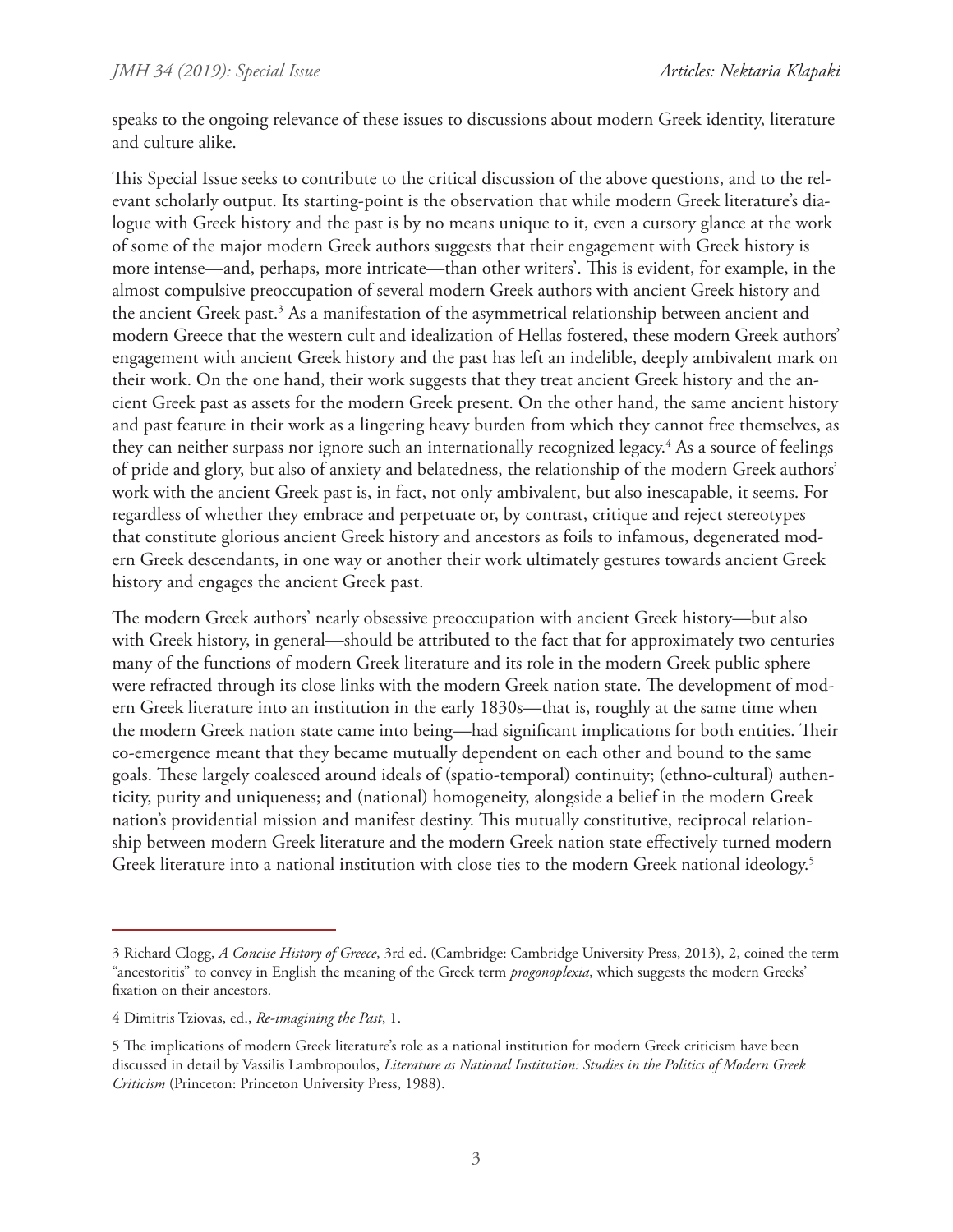speaks to the ongoing relevance of these issues to discussions about modern Greek identity, literature and culture alike.

This Special Issue seeks to contribute to the critical discussion of the above questions, and to the relevant scholarly output. Its starting-point is the observation that while modern Greek literature's dialogue with Greek history and the past is by no means unique to it, even a cursory glance at the work of some of the major modern Greek authors suggests that their engagement with Greek history is more intense—and, perhaps, more intricate—than other writers'. This is evident, for example, in the almost compulsive preoccupation of several modern Greek authors with ancient Greek history and the ancient Greek past.[3] As a manifestation of the asymmetrical relationship between ancient and modern Greece that the western cult and idealization of Hellas fostered, these modern Greek authors' engagement with ancient Greek history and the past has left an indelible, deeply ambivalent mark on their work. On the one hand, their work suggests that they treat ancient Greek history and the ancient Greek past as assets for the modern Greek present. On the other hand, the same ancient history and past feature in their work as a lingering heavy burden from which they cannot free themselves, as they can neither surpass nor ignore such an internationally recognized legacy.[4] As a source of feelings of pride and glory, but also of anxiety and belatedness, the relationship of the modern Greek authors' work with the ancient Greek past is, in fact, not only ambivalent, but also inescapable, it seems. For regardless of whether they embrace and perpetuate or, by contrast, critique and reject stereotypes that constitute glorious ancient Greek history and ancestors as foils to infamous, degenerated modern Greek descendants, in one way or another their work ultimately gestures towards ancient Greek history and engages the ancient Greek past.

The modern Greek authors' nearly obsessive preoccupation with ancient Greek history—but also with Greek history, in general—should be attributed to the fact that for approximately two centuries many of the functions of modern Greek literature and its role in the modern Greek public sphere were refracted through its close links with the modern Greek nation state. The development of modern Greek literature into an institution in the early 1830s—that is, roughly at the same time when the modern Greek nation state came into being—had significant implications for both entities. Their co-emergence meant that they became mutually dependent on each other and bound to the same goals. These largely coalesced around ideals of (spatio-temporal) continuity; (ethno-cultural) authenticity, purity and uniqueness; and (national) homogeneity, alongside a belief in the modern Greek nation's providential mission and manifest destiny. This mutually constitutive, reciprocal relationship between modern Greek literature and the modern Greek nation state effectively turned modern Greek literature into a national institution with close ties to the modern Greek national ideology.[5]

---

3 Richard Clogg, *A Concise History of Greece*, 3rd ed. (Cambridge: Cambridge University Press, 2013), 2, coined the term "ancestoritis" to convey in English the meaning of the Greek term *progonoplexia*, which suggests the modern Greeks' fixation on their ancestors.

4 Dimitris Tziovas, ed., *Re-imagining the Past*, 1.

5 The implications of modern Greek literature's role as a national institution for modern Greek criticism have been discussed in detail by Vassilis Lambropoulos, *Literature as National Institution: Studies in the Politics of Modern Greek Criticism* (Princeton: Princeton University Press, 1988).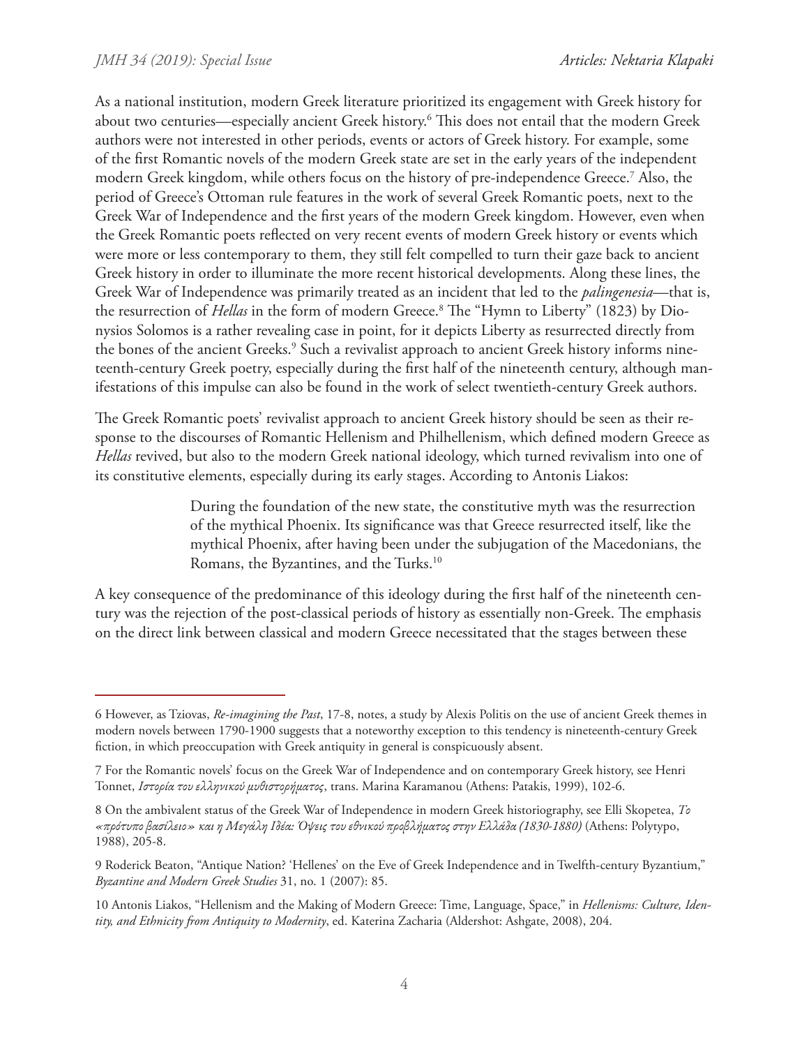As a national institution, modern Greek literature prioritized its engagement with Greek history for about two centuries—especially ancient Greek history.[6] This does not entail that the modern Greek authors were not interested in other periods, events or actors of Greek history. For example, some of the first Romantic novels of the modern Greek state are set in the early years of the independent modern Greek kingdom, while others focus on the history of pre-independence Greece.[7] Also, the period of Greece's Ottoman rule features in the work of several Greek Romantic poets, next to the Greek War of Independence and the first years of the modern Greek kingdom. However, even when the Greek Romantic poets reflected on very recent events of modern Greek history or events which were more or less contemporary to them, they still felt compelled to turn their gaze back to ancient Greek history in order to illuminate the more recent historical developments. Along these lines, the Greek War of Independence was primarily treated as an incident that led to the *palingenesia*—that is, the resurrection of *Hellas* in the form of modern Greece.[8] The "Hymn to Liberty" (1823) by Dionysios Solomos is a rather revealing case in point, for it depicts Liberty as resurrected directly from the bones of the ancient Greeks.[9] Such a revivalist approach to ancient Greek history informs nineteenth-century Greek poetry, especially during the first half of the nineteenth century, although manifestations of this impulse can also be found in the work of select twentieth-century Greek authors.

The Greek Romantic poets' revivalist approach to ancient Greek history should be seen as their response to the discourses of Romantic Hellenism and Philhellenism, which defined modern Greece as *Hellas* revived, but also to the modern Greek national ideology, which turned revivalism into one of its constitutive elements, especially during its early stages. According to Antonis Liakos:

> During the foundation of the new state, the constitutive myth was the resurrection of the mythical Phoenix. Its significance was that Greece resurrected itself, like the mythical Phoenix, after having been under the subjugation of the Macedonians, the Romans, the Byzantines, and the Turks.[10]

A key consequence of the predominance of this ideology during the first half of the nineteenth century was the rejection of the post-classical periods of history as essentially non-Greek. The emphasis on the direct link between classical and modern Greece necessitated that the stages between these

---

6 However, as Tziovas, *Re-imagining the Past*, 17-8, notes, a study by Alexis Politis on the use of ancient Greek themes in modern novels between 1790-1900 suggests that a noteworthy exception to this tendency is nineteenth-century Greek fiction, in which preoccupation with Greek antiquity in general is conspicuously absent.

7 For the Romantic novels' focus on the Greek War of Independence and on contemporary Greek history, see Henri Tonnet, *Ιστορία του ελληνικού μυθιστορήματος*, trans. Marina Karamanou (Athens: Patakis, 1999), 102-6.

8 On the ambivalent status of the Greek War of Independence in modern Greek historiography, see Elli Skopetea, *Το «πρότυπο βασίλειο» και η Μεγάλη Ιδέα: Όψεις του εθνικού προβλήματος στην Ελλάδα (1830-1880)* (Athens: Polytypo, 1988), 205-8.

9 Roderick Beaton, "Antique Nation? 'Hellenes' on the Eve of Greek Independence and in Twelfth-century Byzantium," *Byzantine and Modern Greek Studies* 31, no. 1 (2007): 85.

10 Antonis Liakos, "Hellenism and the Making of Modern Greece: Time, Language, Space," in *Hellenisms: Culture, Identity, and Ethnicity from Antiquity to Modernity*, ed. Katerina Zacharia (Aldershot: Ashgate, 2008), 204.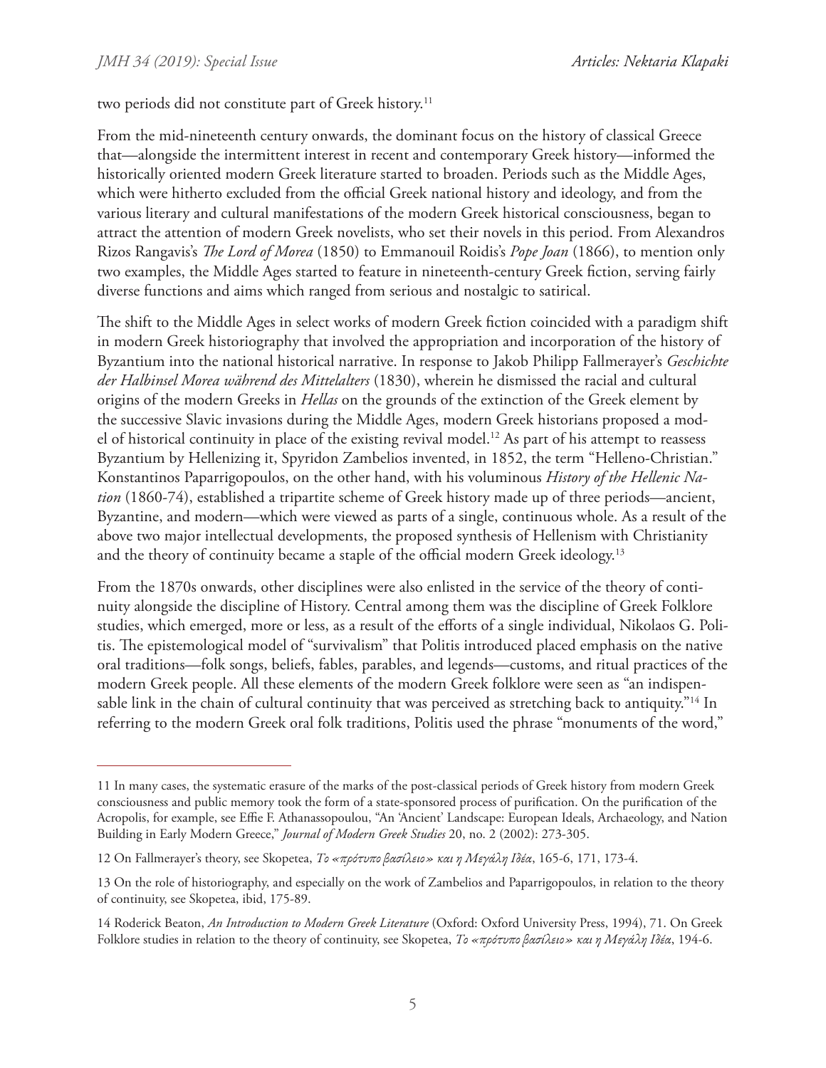two periods did not constitute part of Greek history.[11]

From the mid-nineteenth century onwards, the dominant focus on the history of classical Greece that—alongside the intermittent interest in recent and contemporary Greek history—informed the historically oriented modern Greek literature started to broaden. Periods such as the Middle Ages, which were hitherto excluded from the official Greek national history and ideology, and from the various literary and cultural manifestations of the modern Greek historical consciousness, began to attract the attention of modern Greek novelists, who set their novels in this period. From Alexandros Rizos Rangavis's *The Lord of Morea* (1850) to Emmanouil Roidis's *Pope Joan* (1866), to mention only two examples, the Middle Ages started to feature in nineteenth-century Greek fiction, serving fairly diverse functions and aims which ranged from serious and nostalgic to satirical.

The shift to the Middle Ages in select works of modern Greek fiction coincided with a paradigm shift in modern Greek historiography that involved the appropriation and incorporation of the history of Byzantium into the national historical narrative. In response to Jakob Philipp Fallmerayer's *Geschichte der Halbinsel Morea während des Mittelalters* (1830), wherein he dismissed the racial and cultural origins of the modern Greeks in *Hellas* on the grounds of the extinction of the Greek element by the successive Slavic invasions during the Middle Ages, modern Greek historians proposed a model of historical continuity in place of the existing revival model.[12] As part of his attempt to reassess Byzantium by Hellenizing it, Spyridon Zambelios invented, in 1852, the term "Helleno-Christian." Konstantinos Paparrigopoulos, on the other hand, with his voluminous *History of the Hellenic Nation* (1860-74), established a tripartite scheme of Greek history made up of three periods—ancient, Byzantine, and modern—which were viewed as parts of a single, continuous whole. As a result of the above two major intellectual developments, the proposed synthesis of Hellenism with Christianity and the theory of continuity became a staple of the official modern Greek ideology.[13]

From the 1870s onwards, other disciplines were also enlisted in the service of the theory of continuity alongside the discipline of History. Central among them was the discipline of Greek Folklore studies, which emerged, more or less, as a result of the efforts of a single individual, Nikolaos G. Politis. The epistemological model of "survivalism" that Politis introduced placed emphasis on the native oral traditions—folk songs, beliefs, fables, parables, and legends—customs, and ritual practices of the modern Greek people. All these elements of the modern Greek folklore were seen as "an indispensable link in the chain of cultural continuity that was perceived as stretching back to antiquity."[14] In referring to the modern Greek oral folk traditions, Politis used the phrase "monuments of the word,"

---

11 In many cases, the systematic erasure of the marks of the post-classical periods of Greek history from modern Greek consciousness and public memory took the form of a state-sponsored process of purification. On the purification of the Acropolis, for example, see Effie F. Athanassopoulou, "An 'Ancient' Landscape: European Ideals, Archaeology, and Nation Building in Early Modern Greece," *Journal of Modern Greek Studies* 20, no. 2 (2002): 273-305.

12 On Fallmerayer's theory, see Skopetea, *Το «πρότυπο βασίλειο» και η Μεγάλη Ιδέα*, 165-6, 171, 173-4.

13 On the role of historiography, and especially on the work of Zambelios and Paparrigopoulos, in relation to the theory of continuity, see Skopetea, ibid, 175-89.

14 Roderick Beaton, *An Introduction to Modern Greek Literature* (Oxford: Oxford University Press, 1994), 71. On Greek Folklore studies in relation to the theory of continuity, see Skopetea, *Το «πρότυπο βασίλειο» και η Μεγάλη Ιδέα*, 194-6.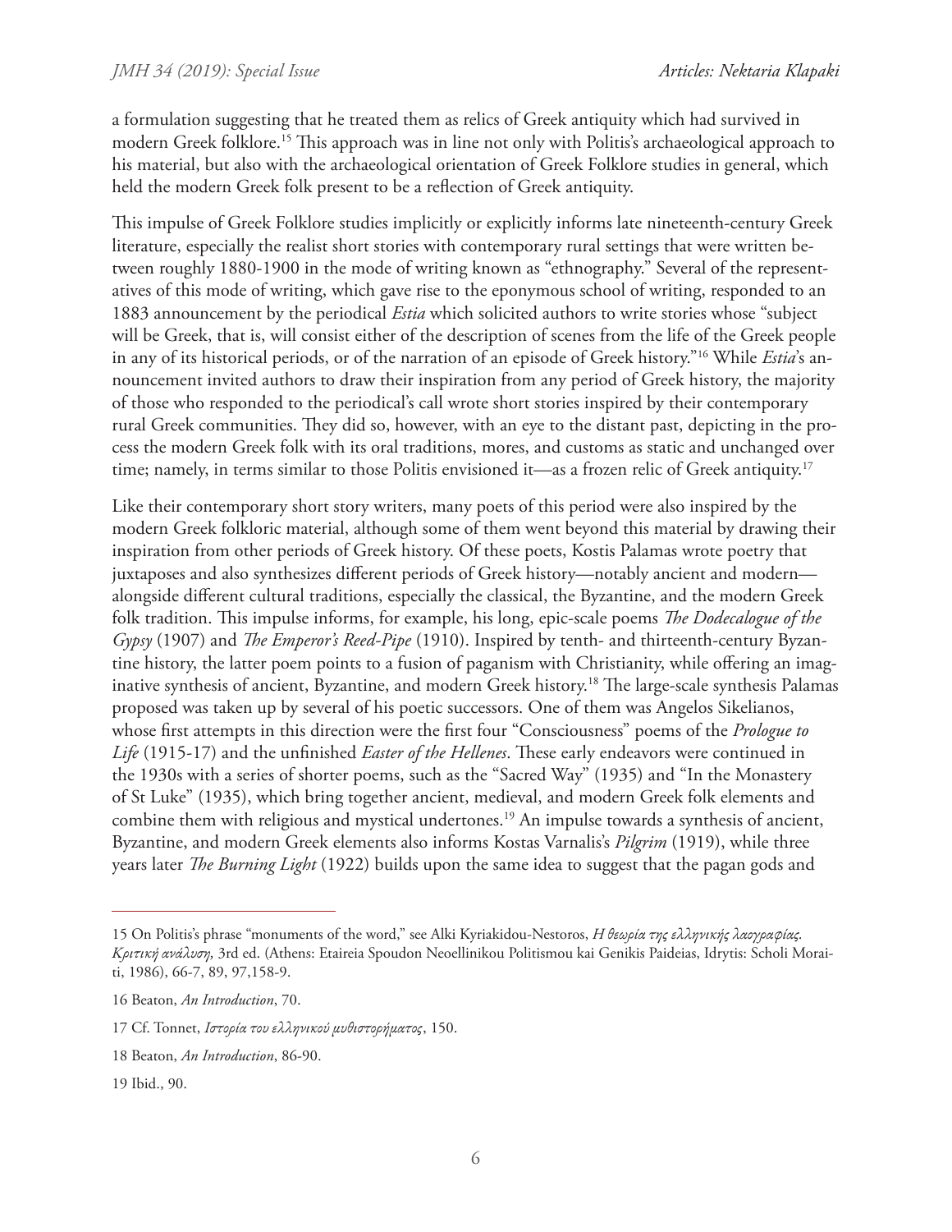a formulation suggesting that he treated them as relics of Greek antiquity which had survived in modern Greek folklore.[15] This approach was in line not only with Politis's archaeological approach to his material, but also with the archaeological orientation of Greek Folklore studies in general, which held the modern Greek folk present to be a reflection of Greek antiquity.

This impulse of Greek Folklore studies implicitly or explicitly informs late nineteenth-century Greek literature, especially the realist short stories with contemporary rural settings that were written between roughly 1880-1900 in the mode of writing known as "ethnography." Several of the representatives of this mode of writing, which gave rise to the eponymous school of writing, responded to an 1883 announcement by the periodical *Estia* which solicited authors to write stories whose "subject will be Greek, that is, will consist either of the description of scenes from the life of the Greek people in any of its historical periods, or of the narration of an episode of Greek history."[16] While *Estia*'s announcement invited authors to draw their inspiration from any period of Greek history, the majority of those who responded to the periodical's call wrote short stories inspired by their contemporary rural Greek communities. They did so, however, with an eye to the distant past, depicting in the process the modern Greek folk with its oral traditions, mores, and customs as static and unchanged over time; namely, in terms similar to those Politis envisioned it—as a frozen relic of Greek antiquity.[17]

Like their contemporary short story writers, many poets of this period were also inspired by the modern Greek folkloric material, although some of them went beyond this material by drawing their inspiration from other periods of Greek history. Of these poets, Kostis Palamas wrote poetry that juxtaposes and also synthesizes different periods of Greek history—notably ancient and modern—alongside different cultural traditions, especially the classical, the Byzantine, and the modern Greek folk tradition. This impulse informs, for example, his long, epic-scale poems *The Dodecalogue of the Gypsy* (1907) and *The Emperor's Reed-Pipe* (1910). Inspired by tenth- and thirteenth-century Byzantine history, the latter poem points to a fusion of paganism with Christianity, while offering an imaginative synthesis of ancient, Byzantine, and modern Greek history.[18] The large-scale synthesis Palamas proposed was taken up by several of his poetic successors. One of them was Angelos Sikelianos, whose first attempts in this direction were the first four "Consciousness" poems of the *Prologue to Life* (1915-17) and the unfinished *Easter of the Hellenes*. These early endeavors were continued in the 1930s with a series of shorter poems, such as the "Sacred Way" (1935) and "In the Monastery of St Luke" (1935), which bring together ancient, medieval, and modern Greek folk elements and combine them with religious and mystical undertones.[19] An impulse towards a synthesis of ancient, Byzantine, and modern Greek elements also informs Kostas Varnalis's *Pilgrim* (1919), while three years later *The Burning Light* (1922) builds upon the same idea to suggest that the pagan gods and

---

15 On Politis's phrase "monuments of the word," see Alki Kyriakidou-Nestoros, *Η θεωρία της ελληνικής λαογραφίας. Κριτική ανάλυση,* 3rd ed. (Athens: Etaireia Spoudon Neoellinikou Politismou kai Genikis Paideias, Idrytis: Scholi Moraiti, 1986), 66-7, 89, 97,158-9.

16 Beaton, *An Introduction*, 70.

17 Cf. Tonnet, *Ιστορία του ελληνικού μυθιστορήματος*, 150.

18 Beaton, *An Introduction*, 86-90.

19 Ibid., 90.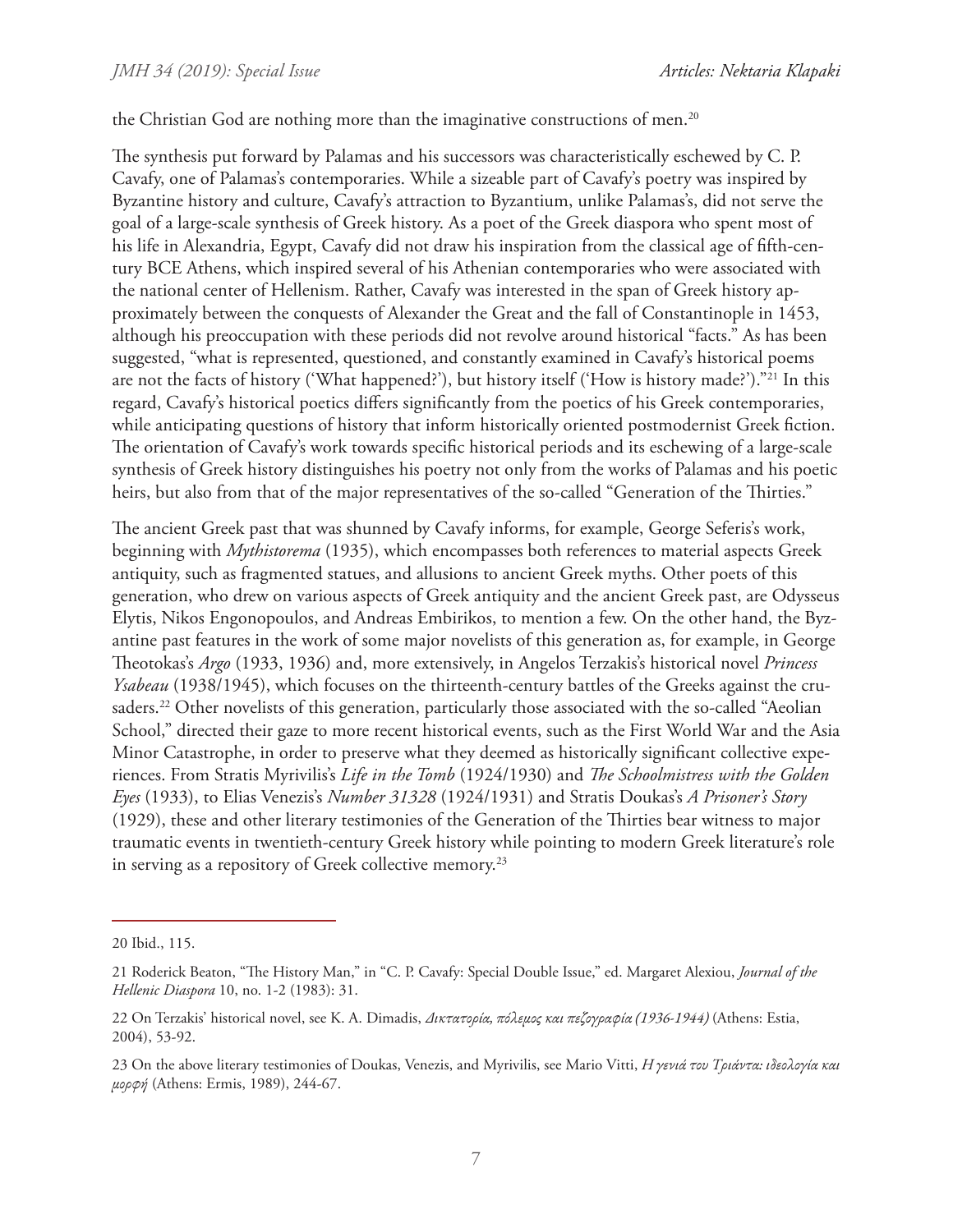the Christian God are nothing more than the imaginative constructions of men.[20]

The synthesis put forward by Palamas and his successors was characteristically eschewed by C. P. Cavafy, one of Palamas's contemporaries. While a sizeable part of Cavafy's poetry was inspired by Byzantine history and culture, Cavafy's attraction to Byzantium, unlike Palamas's, did not serve the goal of a large-scale synthesis of Greek history. As a poet of the Greek diaspora who spent most of his life in Alexandria, Egypt, Cavafy did not draw his inspiration from the classical age of fifth-century BCE Athens, which inspired several of his Athenian contemporaries who were associated with the national center of Hellenism. Rather, Cavafy was interested in the span of Greek history approximately between the conquests of Alexander the Great and the fall of Constantinople in 1453, although his preoccupation with these periods did not revolve around historical "facts." As has been suggested, "what is represented, questioned, and constantly examined in Cavafy's historical poems are not the facts of history ('What happened?'), but history itself ('How is history made?')."[21] In this regard, Cavafy's historical poetics differs significantly from the poetics of his Greek contemporaries, while anticipating questions of history that inform historically oriented postmodernist Greek fiction. The orientation of Cavafy's work towards specific historical periods and its eschewing of a large-scale synthesis of Greek history distinguishes his poetry not only from the works of Palamas and his poetic heirs, but also from that of the major representatives of the so-called "Generation of the Thirties."

The ancient Greek past that was shunned by Cavafy informs, for example, George Seferis's work, beginning with *Mythistorema* (1935), which encompasses both references to material aspects Greek antiquity, such as fragmented statues, and allusions to ancient Greek myths. Other poets of this generation, who drew on various aspects of Greek antiquity and the ancient Greek past, are Odysseus Elytis, Nikos Engonopoulos, and Andreas Embirikos, to mention a few. On the other hand, the Byzantine past features in the work of some major novelists of this generation as, for example, in George Theotokas's *Argo* (1933, 1936) and, more extensively, in Angelos Terzakis's historical novel *Princess Ysabeau* (1938/1945), which focuses on the thirteenth-century battles of the Greeks against the crusaders.[22] Other novelists of this generation, particularly those associated with the so-called "Aeolian School," directed their gaze to more recent historical events, such as the First World War and the Asia Minor Catastrophe, in order to preserve what they deemed as historically significant collective experiences. From Stratis Myrivilis's *Life in the Tomb* (1924/1930) and *The Schoolmistress with the Golden Eyes* (1933), to Elias Venezis's *Number 31328* (1924/1931) and Stratis Doukas's *A Prisoner's Story* (1929), these and other literary testimonies of the Generation of the Thirties bear witness to major traumatic events in twentieth-century Greek history while pointing to modern Greek literature's role in serving as a repository of Greek collective memory.[23]

---

20 Ibid., 115.

21 Roderick Beaton, "The History Man," in "C. P. Cavafy: Special Double Issue," ed. Margaret Alexiou, *Journal of the Hellenic Diaspora* 10, no. 1-2 (1983): 31.

22 On Terzakis' historical novel, see K. A. Dimadis, *Δικτατορία, πόλεμος και πεζογραφία (1936-1944)* (Athens: Estia, 2004), 53-92.

23 On the above literary testimonies of Doukas, Venezis, and Myrivilis, see Mario Vitti, *Η γενιά του Τριάντα: ιδεολογία και μορφή* (Athens: Ermis, 1989), 244-67.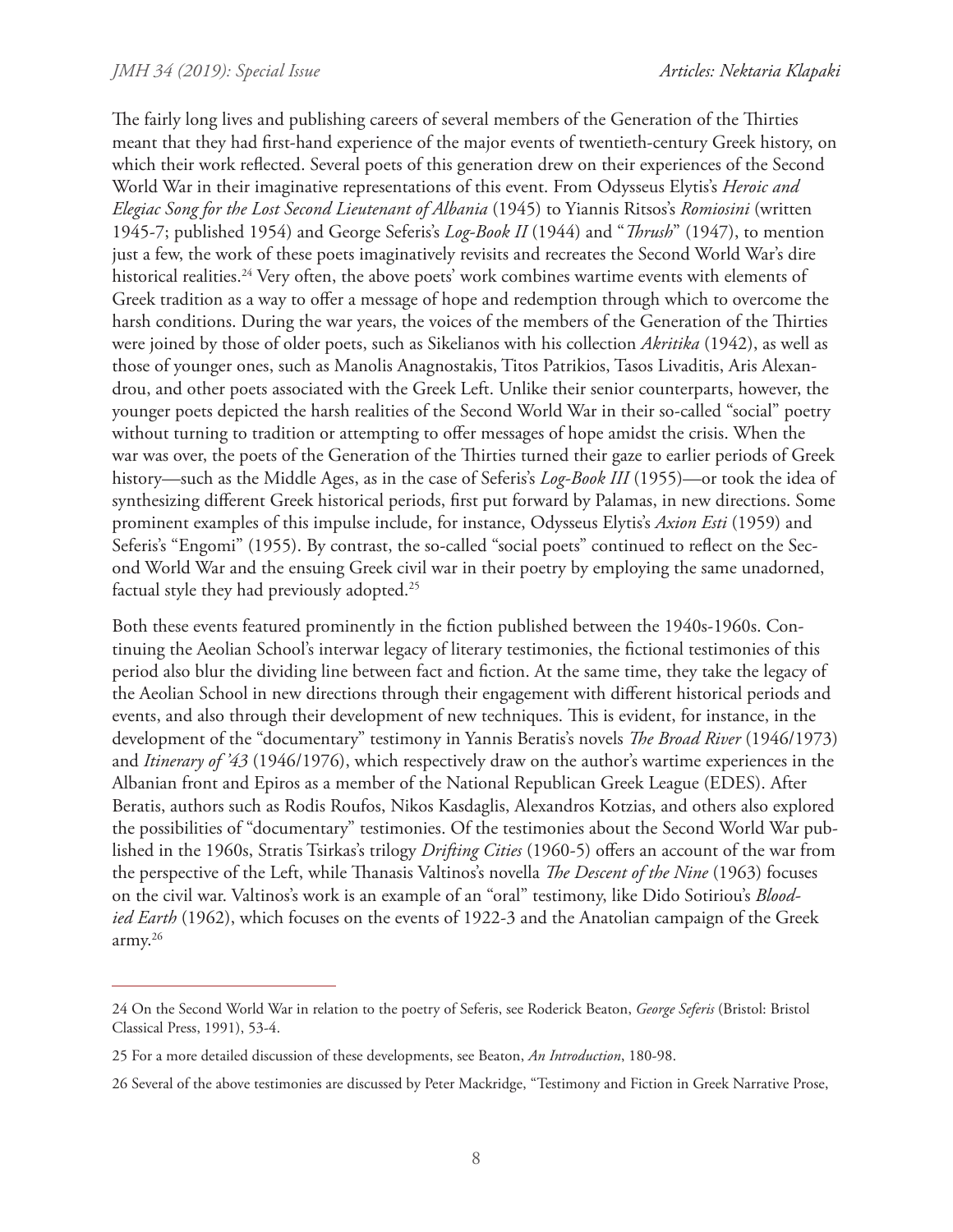The fairly long lives and publishing careers of several members of the Generation of the Thirties meant that they had first-hand experience of the major events of twentieth-century Greek history, on which their work reflected. Several poets of this generation drew on their experiences of the Second World War in their imaginative representations of this event. From Odysseus Elytis's *Heroic and Elegiac Song for the Lost Second Lieutenant of Albania* (1945) to Yiannis Ritsos's *Romiosini* (written 1945-7; published 1954) and George Seferis's *Log-Book II* (1944) and "*Thrush*" (1947), to mention just a few, the work of these poets imaginatively revisits and recreates the Second World War's dire historical realities.[24] Very often, the above poets' work combines wartime events with elements of Greek tradition as a way to offer a message of hope and redemption through which to overcome the harsh conditions. During the war years, the voices of the members of the Generation of the Thirties were joined by those of older poets, such as Sikelianos with his collection *Akritika* (1942), as well as those of younger ones, such as Manolis Anagnostakis, Titos Patrikios, Tasos Livaditis, Aris Alexandrou, and other poets associated with the Greek Left. Unlike their senior counterparts, however, the younger poets depicted the harsh realities of the Second World War in their so-called "social" poetry without turning to tradition or attempting to offer messages of hope amidst the crisis. When the war was over, the poets of the Generation of the Thirties turned their gaze to earlier periods of Greek history—such as the Middle Ages, as in the case of Seferis's *Log-Book III* (1955)—or took the idea of synthesizing different Greek historical periods, first put forward by Palamas, in new directions. Some prominent examples of this impulse include, for instance, Odysseus Elytis's *Axion Esti* (1959) and Seferis's "Engomi" (1955). By contrast, the so-called "social poets" continued to reflect on the Second World War and the ensuing Greek civil war in their poetry by employing the same unadorned, factual style they had previously adopted.[25]

Both these events featured prominently in the fiction published between the 1940s-1960s. Continuing the Aeolian School's interwar legacy of literary testimonies, the fictional testimonies of this period also blur the dividing line between fact and fiction. At the same time, they take the legacy of the Aeolian School in new directions through their engagement with different historical periods and events, and also through their development of new techniques. This is evident, for instance, in the development of the "documentary" testimony in Yannis Beratis's novels *The Broad River* (1946/1973) and *Itinerary of '43* (1946/1976), which respectively draw on the author's wartime experiences in the Albanian front and Epiros as a member of the National Republican Greek League (EDES). After Beratis, authors such as Rodis Roufos, Nikos Kasdaglis, Alexandros Kotzias, and others also explored the possibilities of "documentary" testimonies. Of the testimonies about the Second World War published in the 1960s, Stratis Tsirkas's trilogy *Drifting Cities* (1960-5) offers an account of the war from the perspective of the Left, while Thanasis Valtinos's novella *The Descent of the Nine* (1963) focuses on the civil war. Valtinos's work is an example of an "oral" testimony, like Dido Sotiriou's *Bloodied Earth* (1962), which focuses on the events of 1922-3 and the Anatolian campaign of the Greek army.[26]

---

24 On the Second World War in relation to the poetry of Seferis, see Roderick Beaton, *George Seferis* (Bristol: Bristol Classical Press, 1991), 53-4.

25 For a more detailed discussion of these developments, see Beaton, *An Introduction*, 180-98.

26 Several of the above testimonies are discussed by Peter Mackridge, "Testimony and Fiction in Greek Narrative Prose,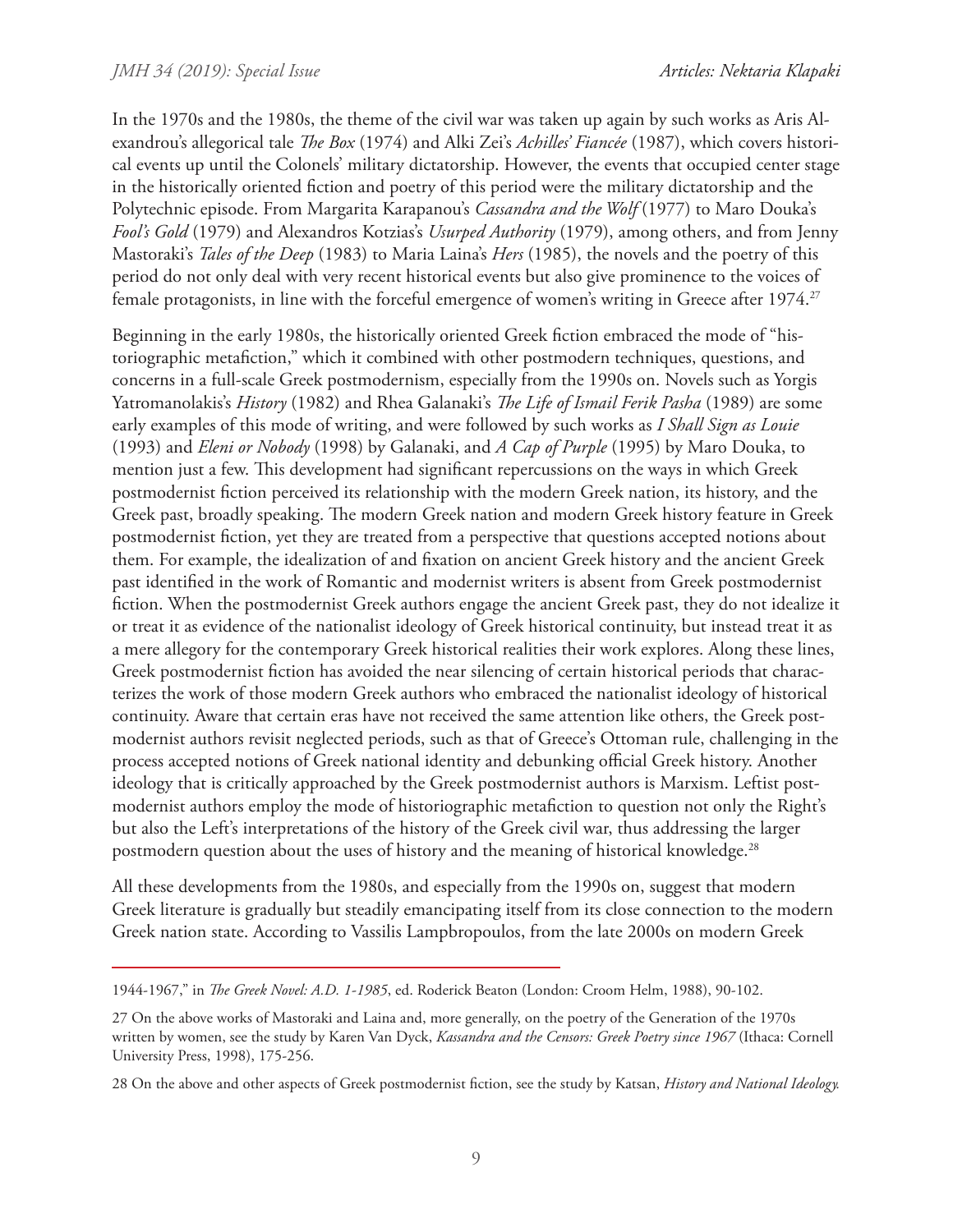In the 1970s and the 1980s, the theme of the civil war was taken up again by such works as Aris Alexandrou's allegorical tale *The Box* (1974) and Alki Zei's *Achilles' Fiancée* (1987), which covers historical events up until the Colonels' military dictatorship. However, the events that occupied center stage in the historically oriented fiction and poetry of this period were the military dictatorship and the Polytechnic episode. From Margarita Karapanou's *Cassandra and the Wolf* (1977) to Maro Douka's *Fool's Gold* (1979) and Alexandros Kotzias's *Usurped Authority* (1979), among others, and from Jenny Mastoraki's *Tales of the Deep* (1983) to Maria Laina's *Hers* (1985), the novels and the poetry of this period do not only deal with very recent historical events but also give prominence to the voices of female protagonists, in line with the forceful emergence of women's writing in Greece after 1974.[27]

Beginning in the early 1980s, the historically oriented Greek fiction embraced the mode of "historiographic metafiction," which it combined with other postmodern techniques, questions, and concerns in a full-scale Greek postmodernism, especially from the 1990s on. Novels such as Yorgis Yatromanolakis's *History* (1982) and Rhea Galanaki's *The Life of Ismail Ferik Pasha* (1989) are some early examples of this mode of writing, and were followed by such works as *I Shall Sign as Louie* (1993) and *Eleni or Nobody* (1998) by Galanaki, and *A Cap of Purple* (1995) by Maro Douka, to mention just a few. This development had significant repercussions on the ways in which Greek postmodernist fiction perceived its relationship with the modern Greek nation, its history, and the Greek past, broadly speaking. The modern Greek nation and modern Greek history feature in Greek postmodernist fiction, yet they are treated from a perspective that questions accepted notions about them. For example, the idealization of and fixation on ancient Greek history and the ancient Greek past identified in the work of Romantic and modernist writers is absent from Greek postmodernist fiction. When the postmodernist Greek authors engage the ancient Greek past, they do not idealize it or treat it as evidence of the nationalist ideology of Greek historical continuity, but instead treat it as a mere allegory for the contemporary Greek historical realities their work explores. Along these lines, Greek postmodernist fiction has avoided the near silencing of certain historical periods that characterizes the work of those modern Greek authors who embraced the nationalist ideology of historical continuity. Aware that certain eras have not received the same attention like others, the Greek postmodernist authors revisit neglected periods, such as that of Greece's Ottoman rule, challenging in the process accepted notions of Greek national identity and debunking official Greek history. Another ideology that is critically approached by the Greek postmodernist authors is Marxism. Leftist postmodernist authors employ the mode of historiographic metafiction to question not only the Right's but also the Left's interpretations of the history of the Greek civil war, thus addressing the larger postmodern question about the uses of history and the meaning of historical knowledge.[28]

All these developments from the 1980s, and especially from the 1990s on, suggest that modern Greek literature is gradually but steadily emancipating itself from its close connection to the modern Greek nation state. According to Vassilis Lambropoulos, from the late 2000s on modern Greek

---

1944-1967," in *The Greek Novel: A.D. 1-1985*, ed. Roderick Beaton (London: Croom Helm, 1988), 90-102.

27 On the above works of Mastoraki and Laina and, more generally, on the poetry of the Generation of the 1970s written by women, see the study by Karen Van Dyck, *Kassandra and the Censors: Greek Poetry since 1967* (Ithaca: Cornell University Press, 1998), 175-256.

28 On the above and other aspects of Greek postmodernist fiction, see the study by Katsan, *History and National Ideology.*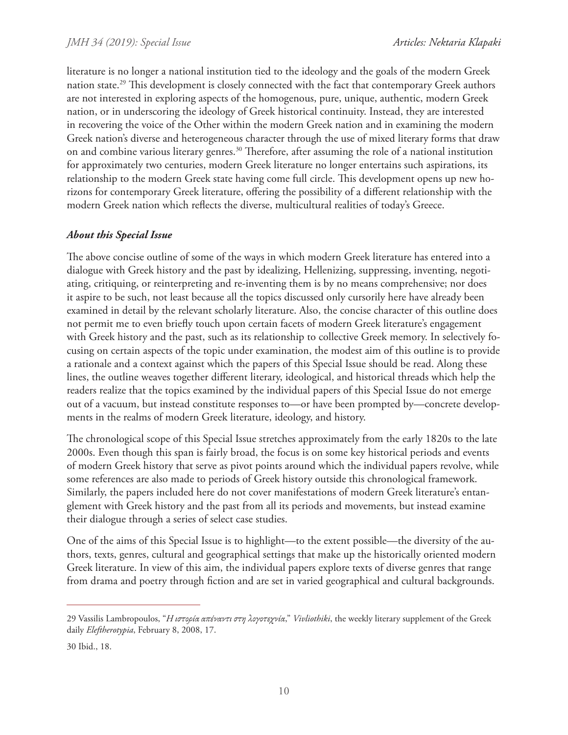literature is no longer a national institution tied to the ideology and the goals of the modern Greek nation state.[29] This development is closely connected with the fact that contemporary Greek authors are not interested in exploring aspects of the homogenous, pure, unique, authentic, modern Greek nation, or in underscoring the ideology of Greek historical continuity. Instead, they are interested in recovering the voice of the Other within the modern Greek nation and in examining the modern Greek nation's diverse and heterogeneous character through the use of mixed literary forms that draw on and combine various literary genres.[30] Therefore, after assuming the role of a national institution for approximately two centuries, modern Greek literature no longer entertains such aspirations, its relationship to the modern Greek state having come full circle. This development opens up new horizons for contemporary Greek literature, offering the possibility of a different relationship with the modern Greek nation which reflects the diverse, multicultural realities of today's Greece.

### ***About this Special Issue***

The above concise outline of some of the ways in which modern Greek literature has entered into a dialogue with Greek history and the past by idealizing, Hellenizing, suppressing, inventing, negotiating, critiquing, or reinterpreting and re-inventing them is by no means comprehensive; nor does it aspire to be such, not least because all the topics discussed only cursorily here have already been examined in detail by the relevant scholarly literature. Also, the concise character of this outline does not permit me to even briefly touch upon certain facets of modern Greek literature's engagement with Greek history and the past, such as its relationship to collective Greek memory. In selectively focusing on certain aspects of the topic under examination, the modest aim of this outline is to provide a rationale and a context against which the papers of this Special Issue should be read. Along these lines, the outline weaves together different literary, ideological, and historical threads which help the readers realize that the topics examined by the individual papers of this Special Issue do not emerge out of a vacuum, but instead constitute responses to—or have been prompted by—concrete developments in the realms of modern Greek literature, ideology, and history.

The chronological scope of this Special Issue stretches approximately from the early 1820s to the late 2000s. Even though this span is fairly broad, the focus is on some key historical periods and events of modern Greek history that serve as pivot points around which the individual papers revolve, while some references are also made to periods of Greek history outside this chronological framework. Similarly, the papers included here do not cover manifestations of modern Greek literature's entanglement with Greek history and the past from all its periods and movements, but instead examine their dialogue through a series of select case studies.

One of the aims of this Special Issue is to highlight—to the extent possible—the diversity of the authors, texts, genres, cultural and geographical settings that make up the historically oriented modern Greek literature. In view of this aim, the individual papers explore texts of diverse genres that range from drama and poetry through fiction and are set in varied geographical and cultural backgrounds.

---

29 Vassilis Lambropoulos, "*Η ιστορία απέναντι στη λογοτεχνία*," *Vivliothiki*, the weekly literary supplement of the Greek daily *Eleftherotypia*, February 8, 2008, 17.

30 Ibid., 18.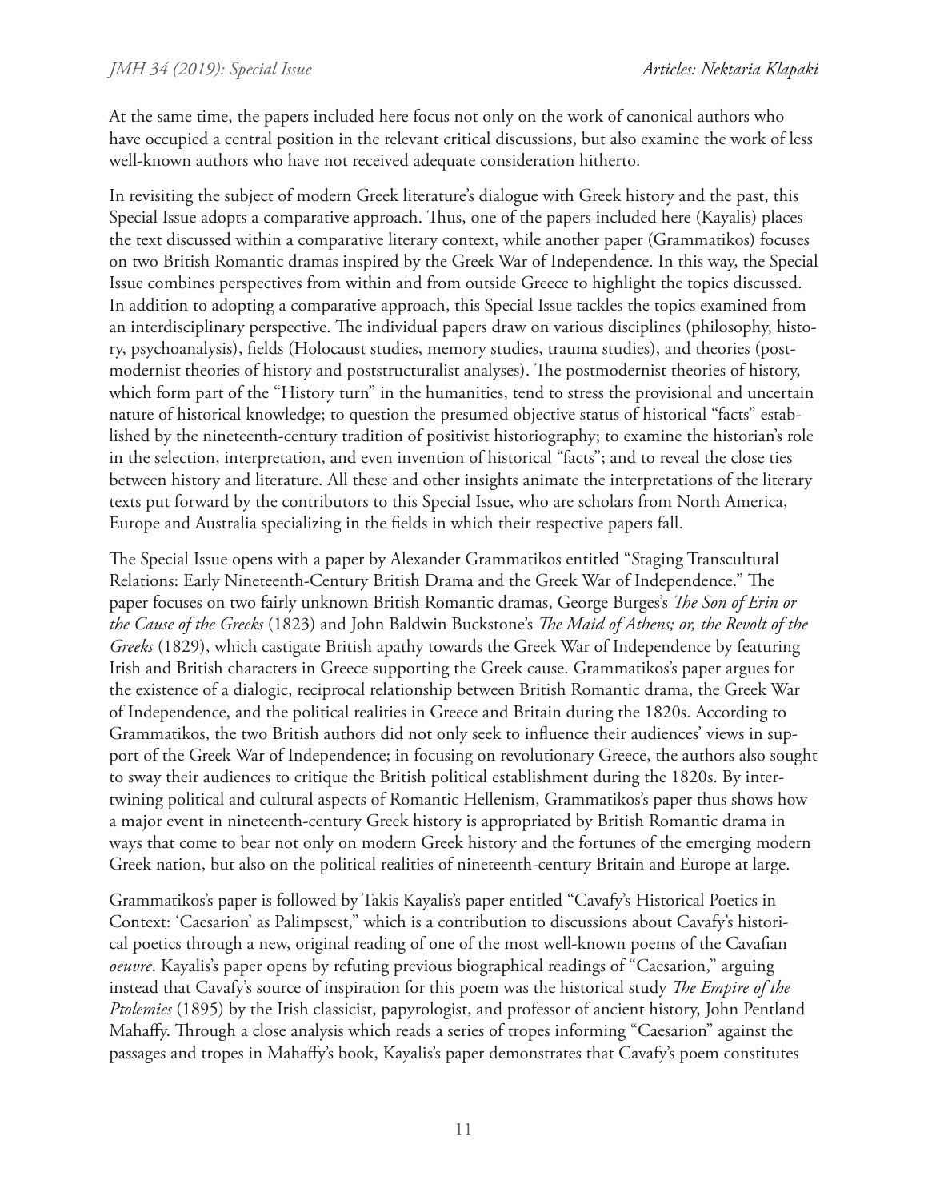At the same time, the papers included here focus not only on the work of canonical authors who have occupied a central position in the relevant critical discussions, but also examine the work of less well-known authors who have not received adequate consideration hitherto.

In revisiting the subject of modern Greek literature's dialogue with Greek history and the past, this Special Issue adopts a comparative approach. Thus, one of the papers included here (Kayalis) places the text discussed within a comparative literary context, while another paper (Grammatikos) focuses on two British Romantic dramas inspired by the Greek War of Independence. In this way, the Special Issue combines perspectives from within and from outside Greece to highlight the topics discussed. In addition to adopting a comparative approach, this Special Issue tackles the topics examined from an interdisciplinary perspective. The individual papers draw on various disciplines (philosophy, history, psychoanalysis), fields (Holocaust studies, memory studies, trauma studies), and theories (postmodernist theories of history and poststructuralist analyses). The postmodernist theories of history, which form part of the "History turn" in the humanities, tend to stress the provisional and uncertain nature of historical knowledge; to question the presumed objective status of historical "facts" established by the nineteenth-century tradition of positivist historiography; to examine the historian's role in the selection, interpretation, and even invention of historical "facts"; and to reveal the close ties between history and literature. All these and other insights animate the interpretations of the literary texts put forward by the contributors to this Special Issue, who are scholars from North America, Europe and Australia specializing in the fields in which their respective papers fall.

The Special Issue opens with a paper by Alexander Grammatikos entitled "Staging Transcultural Relations: Early Nineteenth-Century British Drama and the Greek War of Independence." The paper focuses on two fairly unknown British Romantic dramas, George Burges's *The Son of Erin or the Cause of the Greeks* (1823) and John Baldwin Buckstone's *The Maid of Athens; or, the Revolt of the Greeks* (1829), which castigate British apathy towards the Greek War of Independence by featuring Irish and British characters in Greece supporting the Greek cause. Grammatikos's paper argues for the existence of a dialogic, reciprocal relationship between British Romantic drama, the Greek War of Independence, and the political realities in Greece and Britain during the 1820s. According to Grammatikos, the two British authors did not only seek to influence their audiences' views in support of the Greek War of Independence; in focusing on revolutionary Greece, the authors also sought to sway their audiences to critique the British political establishment during the 1820s. By intertwining political and cultural aspects of Romantic Hellenism, Grammatikos's paper thus shows how a major event in nineteenth-century Greek history is appropriated by British Romantic drama in ways that come to bear not only on modern Greek history and the fortunes of the emerging modern Greek nation, but also on the political realities of nineteenth-century Britain and Europe at large.

Grammatikos's paper is followed by Takis Kayalis's paper entitled "Cavafy's Historical Poetics in Context: 'Caesarion' as Palimpsest," which is a contribution to discussions about Cavafy's historical poetics through a new, original reading of one of the most well-known poems of the Cavafian *oeuvre*. Kayalis's paper opens by refuting previous biographical readings of "Caesarion," arguing instead that Cavafy's source of inspiration for this poem was the historical study *The Empire of the Ptolemies* (1895) by the Irish classicist, papyrologist, and professor of ancient history, John Pentland Mahaffy. Through a close analysis which reads a series of tropes informing "Caesarion" against the passages and tropes in Mahaffy's book, Kayalis's paper demonstrates that Cavafy's poem constitutes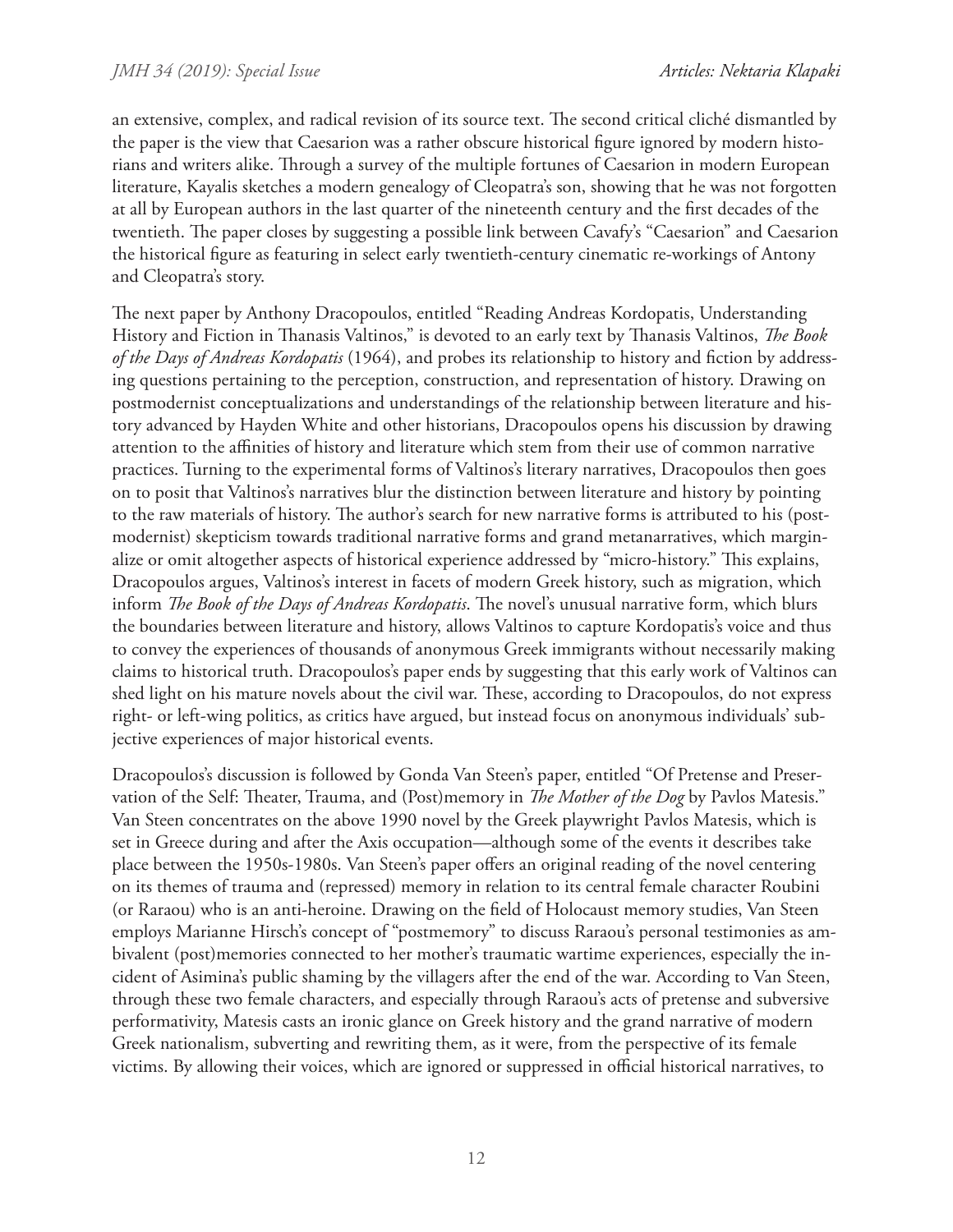an extensive, complex, and radical revision of its source text. The second critical cliché dismantled by the paper is the view that Caesarion was a rather obscure historical figure ignored by modern historians and writers alike. Through a survey of the multiple fortunes of Caesarion in modern European literature, Kayalis sketches a modern genealogy of Cleopatra's son, showing that he was not forgotten at all by European authors in the last quarter of the nineteenth century and the first decades of the twentieth. The paper closes by suggesting a possible link between Cavafy's "Caesarion" and Caesarion the historical figure as featuring in select early twentieth-century cinematic re-workings of Antony and Cleopatra's story.

The next paper by Anthony Dracopoulos, entitled "Reading Andreas Kordopatis, Understanding History and Fiction in Thanasis Valtinos," is devoted to an early text by Thanasis Valtinos, *The Book of the Days of Andreas Kordopatis* (1964), and probes its relationship to history and fiction by addressing questions pertaining to the perception, construction, and representation of history. Drawing on postmodernist conceptualizations and understandings of the relationship between literature and history advanced by Hayden White and other historians, Dracopoulos opens his discussion by drawing attention to the affinities of history and literature which stem from their use of common narrative practices. Turning to the experimental forms of Valtinos's literary narratives, Dracopoulos then goes on to posit that Valtinos's narratives blur the distinction between literature and history by pointing to the raw materials of history. The author's search for new narrative forms is attributed to his (postmodernist) skepticism towards traditional narrative forms and grand metanarratives, which marginalize or omit altogether aspects of historical experience addressed by "micro-history." This explains, Dracopoulos argues, Valtinos's interest in facets of modern Greek history, such as migration, which inform *The Book of the Days of Andreas Kordopatis*. The novel's unusual narrative form, which blurs the boundaries between literature and history, allows Valtinos to capture Kordopatis's voice and thus to convey the experiences of thousands of anonymous Greek immigrants without necessarily making claims to historical truth. Dracopoulos's paper ends by suggesting that this early work of Valtinos can shed light on his mature novels about the civil war. These, according to Dracopoulos, do not express right- or left-wing politics, as critics have argued, but instead focus on anonymous individuals' subjective experiences of major historical events.

Dracopoulos's discussion is followed by Gonda Van Steen's paper, entitled "Of Pretense and Preservation of the Self: Theater, Trauma, and (Post)memory in *The Mother of the Dog* by Pavlos Matesis." Van Steen concentrates on the above 1990 novel by the Greek playwright Pavlos Matesis, which is set in Greece during and after the Axis occupation—although some of the events it describes take place between the 1950s-1980s. Van Steen's paper offers an original reading of the novel centering on its themes of trauma and (repressed) memory in relation to its central female character Roubini (or Raraou) who is an anti-heroine. Drawing on the field of Holocaust memory studies, Van Steen employs Marianne Hirsch's concept of "postmemory" to discuss Raraou's personal testimonies as ambivalent (post)memories connected to her mother's traumatic wartime experiences, especially the incident of Asimina's public shaming by the villagers after the end of the war. According to Van Steen, through these two female characters, and especially through Raraou's acts of pretense and subversive performativity, Matesis casts an ironic glance on Greek history and the grand narrative of modern Greek nationalism, subverting and rewriting them, as it were, from the perspective of its female victims. By allowing their voices, which are ignored or suppressed in official historical narratives, to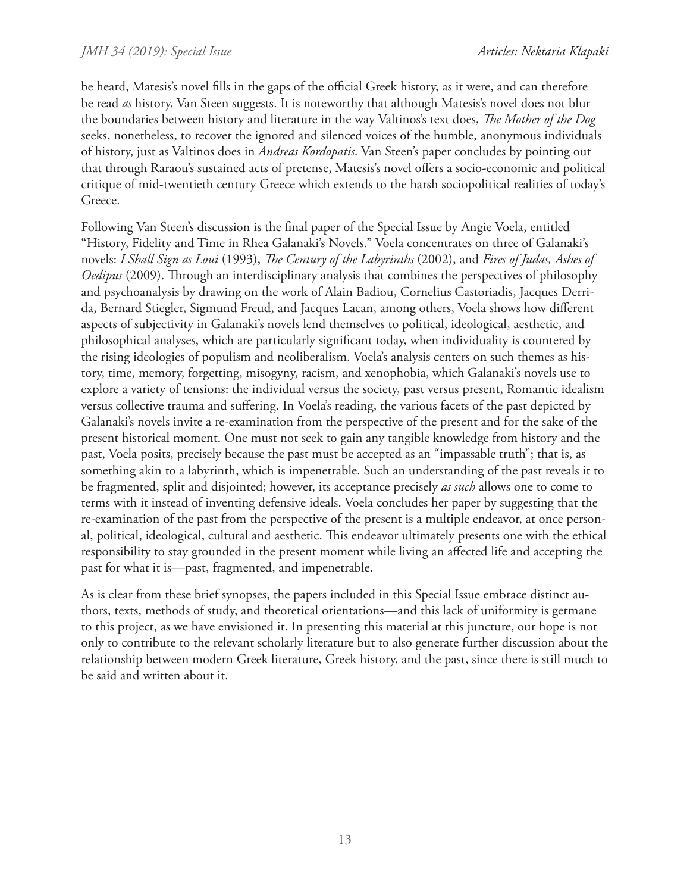be heard, Matesis's novel fills in the gaps of the official Greek history, as it were, and can therefore be read *as* history, Van Steen suggests. It is noteworthy that although Matesis's novel does not blur the boundaries between history and literature in the way Valtinos's text does, *The Mother of the Dog* seeks, nonetheless, to recover the ignored and silenced voices of the humble, anonymous individuals of history, just as Valtinos does in *Andreas Kordopatis*. Van Steen's paper concludes by pointing out that through Raraou's sustained acts of pretense, Matesis's novel offers a socio-economic and political critique of mid-twentieth century Greece which extends to the harsh sociopolitical realities of today's Greece.

Following Van Steen's discussion is the final paper of the Special Issue by Angie Voela, entitled "History, Fidelity and Time in Rhea Galanaki's Novels." Voela concentrates on three of Galanaki's novels: *I Shall Sign as Loui* (1993), *The Century of the Labyrinths* (2002), and *Fires of Judas, Ashes of Oedipus* (2009). Through an interdisciplinary analysis that combines the perspectives of philosophy and psychoanalysis by drawing on the work of Alain Badiou, Cornelius Castoriadis, Jacques Derrida, Bernard Stiegler, Sigmund Freud, and Jacques Lacan, among others, Voela shows how different aspects of subjectivity in Galanaki's novels lend themselves to political, ideological, aesthetic, and philosophical analyses, which are particularly significant today, when individuality is countered by the rising ideologies of populism and neoliberalism. Voela's analysis centers on such themes as history, time, memory, forgetting, misogyny, racism, and xenophobia, which Galanaki's novels use to explore a variety of tensions: the individual versus the society, past versus present, Romantic idealism versus collective trauma and suffering. In Voela's reading, the various facets of the past depicted by Galanaki's novels invite a re-examination from the perspective of the present and for the sake of the present historical moment. One must not seek to gain any tangible knowledge from history and the past, Voela posits, precisely because the past must be accepted as an "impassable truth"; that is, as something akin to a labyrinth, which is impenetrable. Such an understanding of the past reveals it to be fragmented, split and disjointed; however, its acceptance precisely *as such* allows one to come to terms with it instead of inventing defensive ideals. Voela concludes her paper by suggesting that the re-examination of the past from the perspective of the present is a multiple endeavor, at once personal, political, ideological, cultural and aesthetic. This endeavor ultimately presents one with the ethical responsibility to stay grounded in the present moment while living an affected life and accepting the past for what it is—past, fragmented, and impenetrable.

As is clear from these brief synopses, the papers included in this Special Issue embrace distinct authors, texts, methods of study, and theoretical orientations—and this lack of uniformity is germane to this project, as we have envisioned it. In presenting this material at this juncture, our hope is not only to contribute to the relevant scholarly literature but to also generate further discussion about the relationship between modern Greek literature, Greek history, and the past, since there is still much to be said and written about it.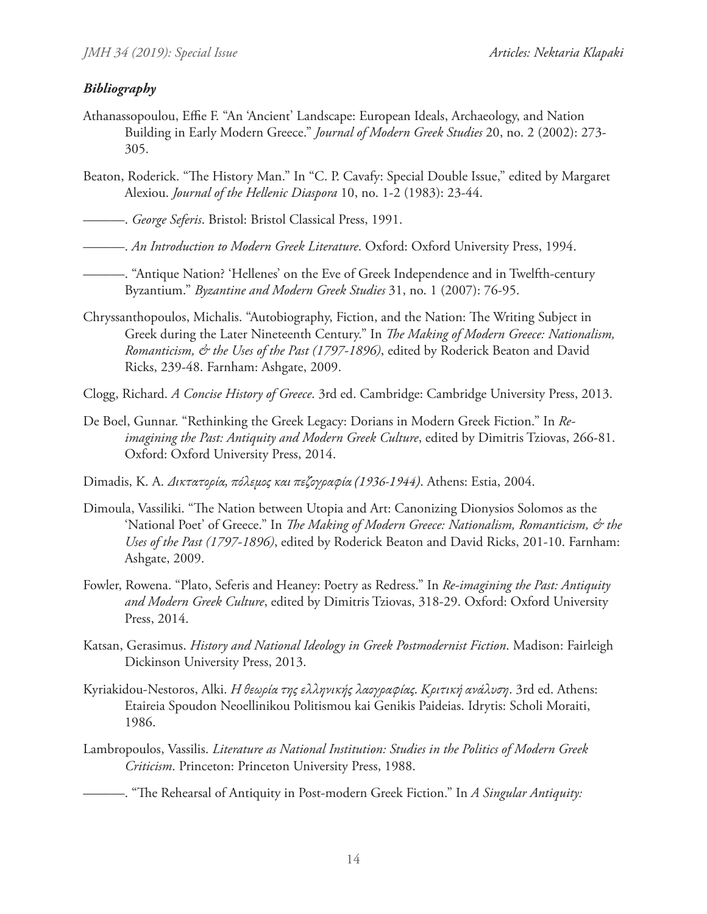### ***Bibliography***

Athanassopoulou, Effie F. "An 'Ancient' Landscape: European Ideals, Archaeology, and Nation Building in Early Modern Greece." *Journal of Modern Greek Studies* 20, no. 2 (2002): 273-305.

Beaton, Roderick. "The History Man." In "C. P. Cavafy: Special Double Issue," edited by Margaret Alexiou. *Journal of the Hellenic Diaspora* 10, no. 1-2 (1983): 23-44.

———. *George Seferis*. Bristol: Bristol Classical Press, 1991.

———. *An Introduction to Modern Greek Literature*. Oxford: Oxford University Press, 1994.

———. "Antique Nation? 'Hellenes' on the Eve of Greek Independence and in Twelfth-century Byzantium." *Byzantine and Modern Greek Studies* 31, no. 1 (2007): 76-95.

Chryssanthopoulos, Michalis. "Autobiography, Fiction, and the Nation: The Writing Subject in Greek during the Later Nineteenth Century." In *The Making of Modern Greece: Nationalism, Romanticism, & the Uses of the Past (1797-1896)*, edited by Roderick Beaton and David Ricks, 239-48. Farnham: Ashgate, 2009.

Clogg, Richard. *A Concise History of Greece*. 3rd ed. Cambridge: Cambridge University Press, 2013.

De Boel, Gunnar. "Rethinking the Greek Legacy: Dorians in Modern Greek Fiction." In *Re-imagining the Past: Antiquity and Modern Greek Culture*, edited by Dimitris Tziovas, 266-81. Oxford: Oxford University Press, 2014.

Dimadis, K. A. *Δικτατορία, πόλεμος και πεζογραφία (1936-1944)*. Athens: Estia, 2004.

Dimoula, Vassiliki. "The Nation between Utopia and Art: Canonizing Dionysios Solomos as the 'National Poet' of Greece." In *The Making of Modern Greece: Nationalism, Romanticism, & the Uses of the Past (1797-1896)*, edited by Roderick Beaton and David Ricks, 201-10. Farnham: Ashgate, 2009.

Fowler, Rowena. "Plato, Seferis and Heaney: Poetry as Redress." In *Re-imagining the Past: Antiquity and Modern Greek Culture*, edited by Dimitris Tziovas, 318-29. Oxford: Oxford University Press, 2014.

Katsan, Gerasimus. *History and National Ideology in Greek Postmodernist Fiction*. Madison: Fairleigh Dickinson University Press, 2013.

Kyriakidou-Nestoros, Alki. *Η θεωρία της ελληνικής λαογραφίας. Κριτική ανάλυση*. 3rd ed. Athens: Etaireia Spoudon Neoellinikou Politismou kai Genikis Paideias. Idrytis: Scholi Moraiti, 1986.

Lambropoulos, Vassilis. *Literature as National Institution: Studies in the Politics of Modern Greek Criticism*. Princeton: Princeton University Press, 1988.

———. "The Rehearsal of Antiquity in Post-modern Greek Fiction." In *A Singular Antiquity:*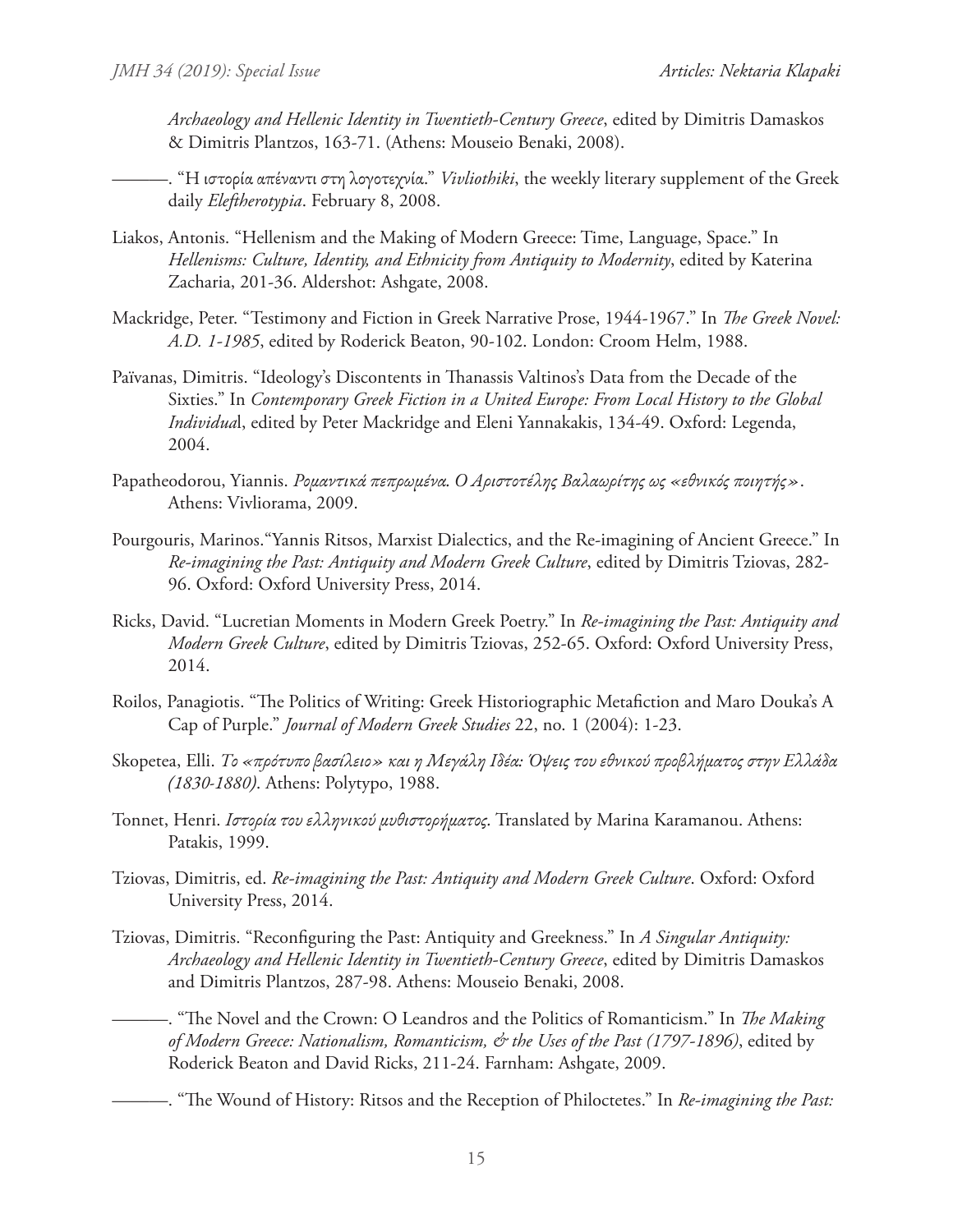*Archaeology and Hellenic Identity in Twentieth-Century Greece*, edited by Dimitris Damaskos & Dimitris Plantzos, 163-71. (Athens: Mouseio Benaki, 2008).

———. "Η ιστορία απέναντι στη λογοτεχνία." *Vivliothiki*, the weekly literary supplement of the Greek daily *Eleftherotypia*. February 8, 2008.

Liakos, Antonis. "Hellenism and the Making of Modern Greece: Time, Language, Space." In *Hellenisms: Culture, Identity, and Ethnicity from Antiquity to Modernity*, edited by Katerina Zacharia, 201-36. Aldershot: Ashgate, 2008.

Mackridge, Peter. "Testimony and Fiction in Greek Narrative Prose, 1944-1967." In *The Greek Novel: A.D. 1-1985*, edited by Roderick Beaton, 90-102. London: Croom Helm, 1988.

Païvanas, Dimitris. "Ideology's Discontents in Thanassis Valtinos's Data from the Decade of the Sixties." In *Contemporary Greek Fiction in a United Europe: From Local History to the Global Individua*l, edited by Peter Mackridge and Eleni Yannakakis, 134-49. Oxford: Legenda, 2004.

Papatheodorou, Yiannis. *Ρομαντικά πεπρωμένα. Ο Αριστοτέλης Βαλαωρίτης ως «εθνικός ποιητής»*. Athens: Vivliorama, 2009.

Pourgouris, Marinos."Yannis Ritsos, Marxist Dialectics, and the Re-imagining of Ancient Greece." In *Re-imagining the Past: Antiquity and Modern Greek Culture*, edited by Dimitris Tziovas, 282-96. Oxford: Oxford University Press, 2014.

Ricks, David. "Lucretian Moments in Modern Greek Poetry." In *Re-imagining the Past: Antiquity and Modern Greek Culture*, edited by Dimitris Tziovas, 252-65. Oxford: Oxford University Press, 2014.

Roilos, Panagiotis. "The Politics of Writing: Greek Historiographic Metafiction and Maro Douka's A Cap of Purple." *Journal of Modern Greek Studies* 22, no. 1 (2004): 1-23.

Skopetea, Elli. *Το «πρότυπο βασίλειο» και η Μεγάλη Ιδέα: Όψεις του εθνικού προβλήματος στην Ελλάδα (1830-1880)*. Athens: Polytypo, 1988.

Tonnet, Henri. *Ιστορία του ελληνικού μυθιστορήματος*. Translated by Marina Karamanou. Athens: Patakis, 1999.

Tziovas, Dimitris, ed. *Re-imagining the Past: Antiquity and Modern Greek Culture*. Oxford: Oxford University Press, 2014.

Tziovas, Dimitris. "Reconfiguring the Past: Antiquity and Greekness." In *A Singular Antiquity: Archaeology and Hellenic Identity in Twentieth-Century Greece*, edited by Dimitris Damaskos and Dimitris Plantzos, 287-98. Athens: Mouseio Benaki, 2008.

———. "The Novel and the Crown: O Leandros and the Politics of Romanticism." In *The Making of Modern Greece: Nationalism, Romanticism, & the Uses of the Past (1797-1896)*, edited by Roderick Beaton and David Ricks, 211-24. Farnham: Ashgate, 2009.

———. "The Wound of History: Ritsos and the Reception of Philoctetes." In *Re-imagining the Past:*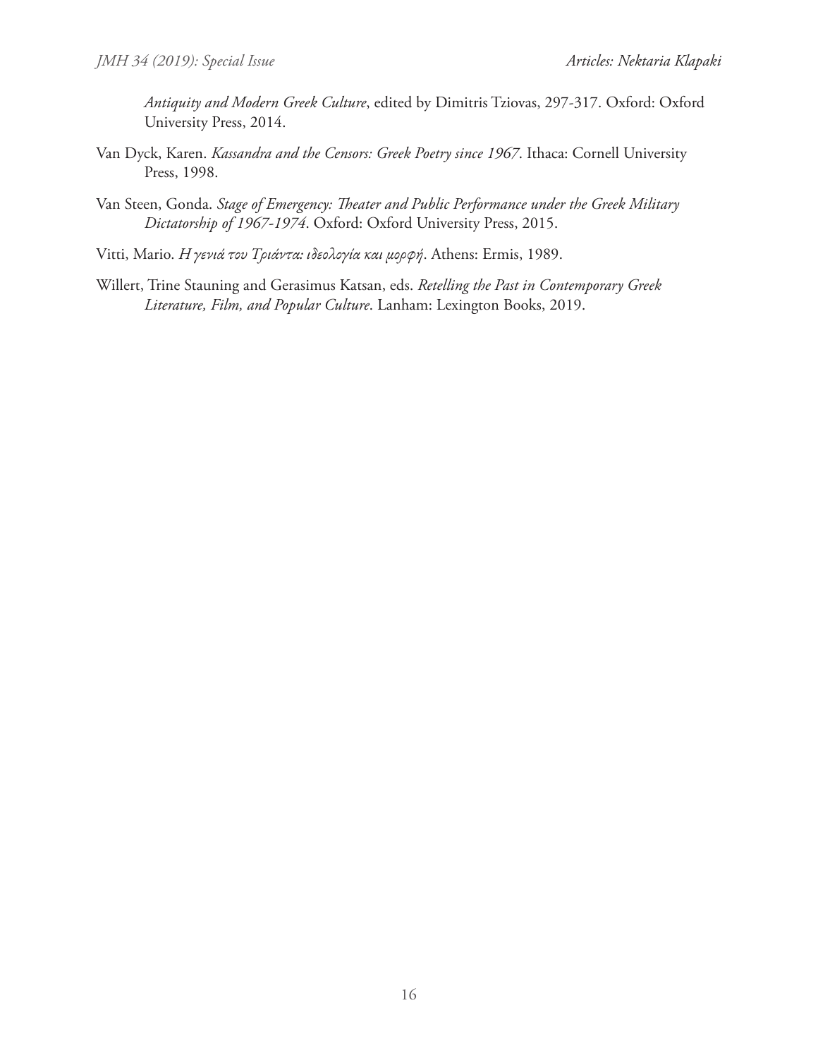*Antiquity and Modern Greek Culture*, edited by Dimitris Tziovas, 297-317. Oxford: Oxford University Press, 2014.

Van Dyck, Karen. *Kassandra and the Censors: Greek Poetry since 1967*. Ithaca: Cornell University Press, 1998.

Van Steen, Gonda. *Stage of Emergency: Theater and Public Performance under the Greek Military Dictatorship of 1967-1974*. Oxford: Oxford University Press, 2015.

Vitti, Mario. *Η γενιά του Τριάντα: ιδεολογία και μορφή*. Athens: Ermis, 1989.

Willert, Trine Stauning and Gerasimus Katsan, eds. *Retelling the Past in Contemporary Greek Literature, Film, and Popular Culture*. Lanham: Lexington Books, 2019.